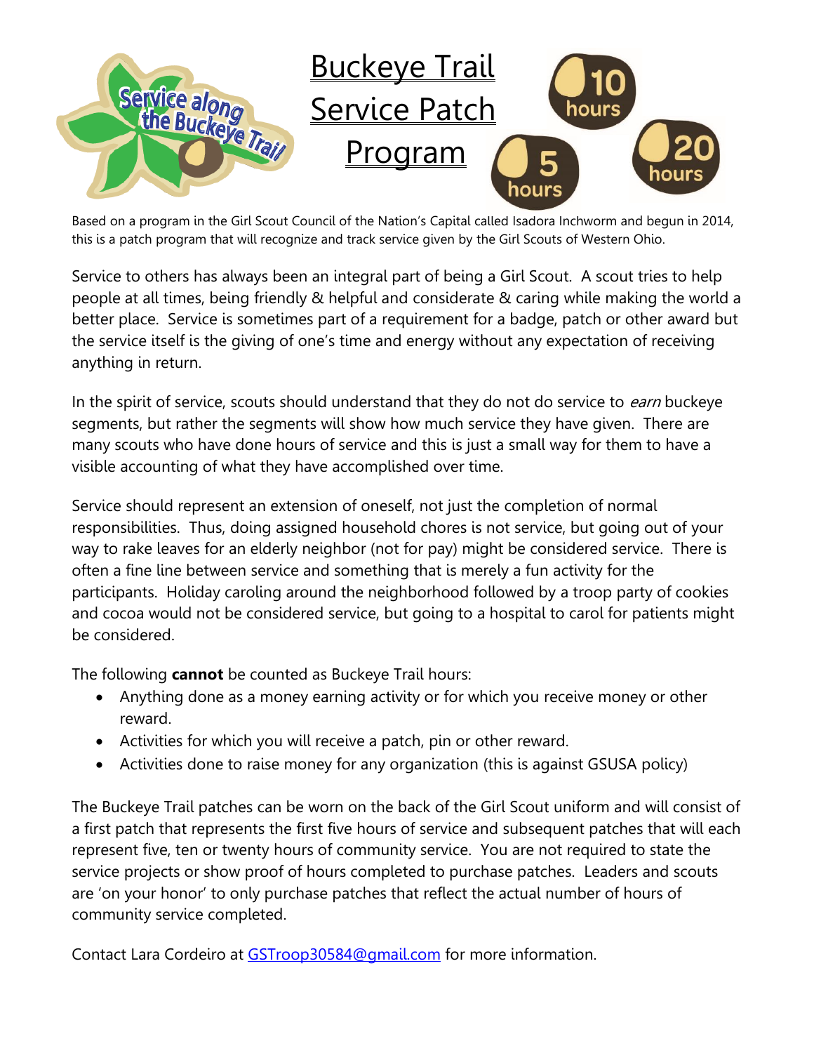# Buckeye Trail Service Patch Program

Based on a program in the Girl Scout Council of the Nation's Capital called Isadora Inchworm and begun in 2014, this is a patch program that will recognize and track service given by the Girl Scouts of Western Ohio.

Service to others has always been an integral part of being a Girl Scout. A scout tries to help people at all times, being friendly & helpful and considerate & caring while making the world a better place. Service is sometimes part of a requirement for a badge, patch or other award but the service itself is the giving of one's time and energy without any expectation of receiving anything in return.

In the spirit of service, scouts should understand that they do not do service to *earn* buckeye segments, but rather the segments will show how much service they have given. There are many scouts who have done hours of service and this is just a small way for them to have a visible accounting of what they have accomplished over time.

Service should represent an extension of oneself, not just the completion of normal responsibilities. Thus, doing assigned household chores is not service, but going out of your way to rake leaves for an elderly neighbor (not for pay) might be considered service. There is often a fine line between service and something that is merely a fun activity for the participants. Holiday caroling around the neighborhood followed by a troop party of cookies and cocoa would not be considered service, but going to a hospital to carol for patients might be considered.

The following **cannot** be counted as Buckeye Trail hours:

- Anything done as a money earning activity or for which you receive money or other reward.
- Activities for which you will receive a patch, pin or other reward.
- Activities done to raise money for any organization (this is against GSUSA policy)

The Buckeye Trail patches can be worn on the back of the Girl Scout uniform and will consist of a first patch that represents the first five hours of service and subsequent patches that will each represent five, ten or twenty hours of community service. You are not required to state the service projects or show proof of hours completed to purchase patches. Leaders and scouts are 'on your honor' to only purchase patches that reflect the actual number of hours of community service completed.

Contact Lara Cordeiro at GSTroop30584@gmail.com for more information.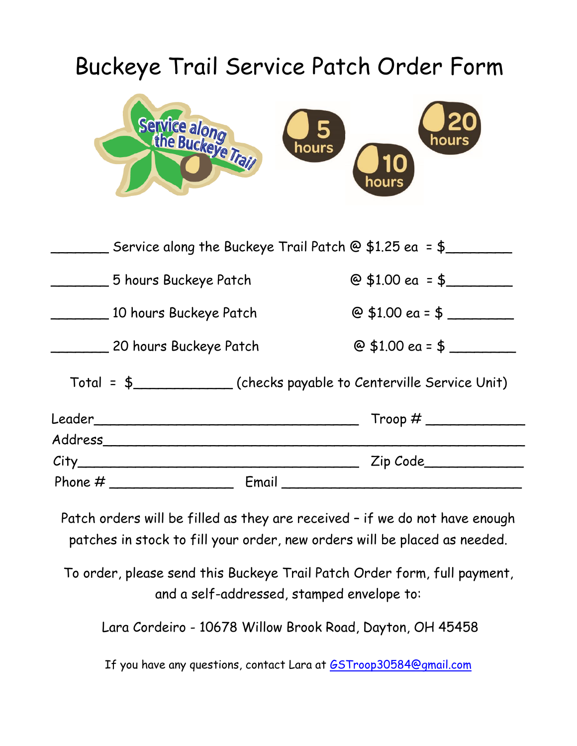# Buckeye Trail Service Patch Order Form

_______ Service along the Buckeye Trail Patch @ $1.25 ea = $________

_______ 5 hours Buckeye Patch @ $1.00 ea = $________

_______ 10 hours Buckeye Patch @ $1.00 ea = $ ________

_______ 20 hours Buckeye Patch @ $1.00 ea = $ ________

Total = $____________ (checks payable to Centerville Service Unit)

Leader_________________________________ Troop # ____________

Address_________________________________________________

City____________________________________ Zip Code____________

Phone # ________________ Email _____________________________

Patch orders will be filled as they are received – if we do not have enough patches in stock to fill your order, new orders will be placed as needed.

To order, please send this Buckeye Trail Patch Order form, full payment, and a self-addressed, stamped envelope to:

Lara Cordeiro - 10678 Willow Brook Road, Dayton, OH 45458

If you have any questions, contact Lara at GSTroop30584@gmail.com